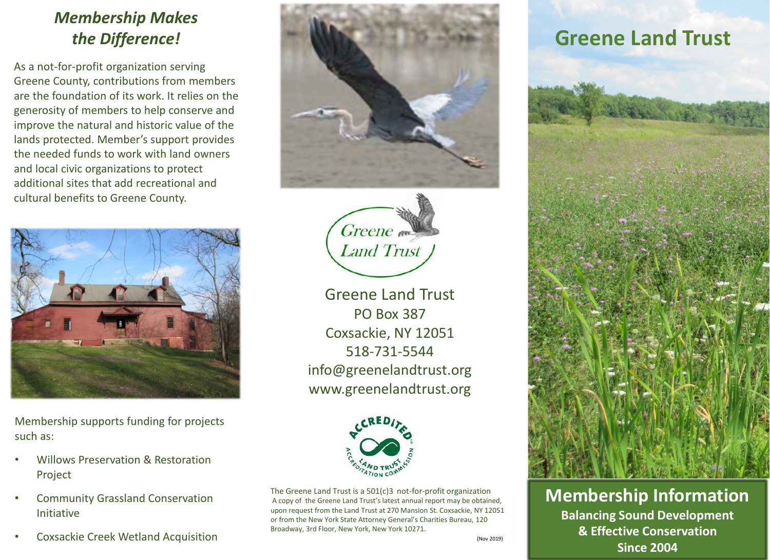## *Membership Makes the Difference!*

As a not-for-profit organization serving Greene County, contributions from members are the foundation of its work. It relies on the generosity of members to help conserve and improve the natural and historic value of the lands protected. Member's support provides the needed funds to work with land owners and local civic organizations to protect additional sites that add recreational and cultural benefits to Greene County.

Membership supports funding for projects such as:

- Willows Preservation & Restoration Project
- Community Grassland Conservation Initiative
- Coxsackie Creek Wetland Acquisition

Greene Land Trust

Greene Land Trust
PO Box 387
Coxsackie, NY 12051
518-731-5544
info@greenelandtrust.org
www.greenelandtrust.org

ACCREDITED LAND TRUST ACCREDITATION COMMISSION

The Greene Land Trust is a 501(c)3 not-for-profit organization
A copy of the Greene Land Trust's latest annual report may be obtained, upon request from the Land Trust at 270 Mansion St. Coxsackie, NY 12051 or from the New York State Attorney General's Charities Bureau, 120 Broadway, 3rd Floor, New York, New York 10271.

(Nov 2019)

# Greene Land Trust

## Membership Information

**Balancing Sound Development & Effective Conservation Since 2004**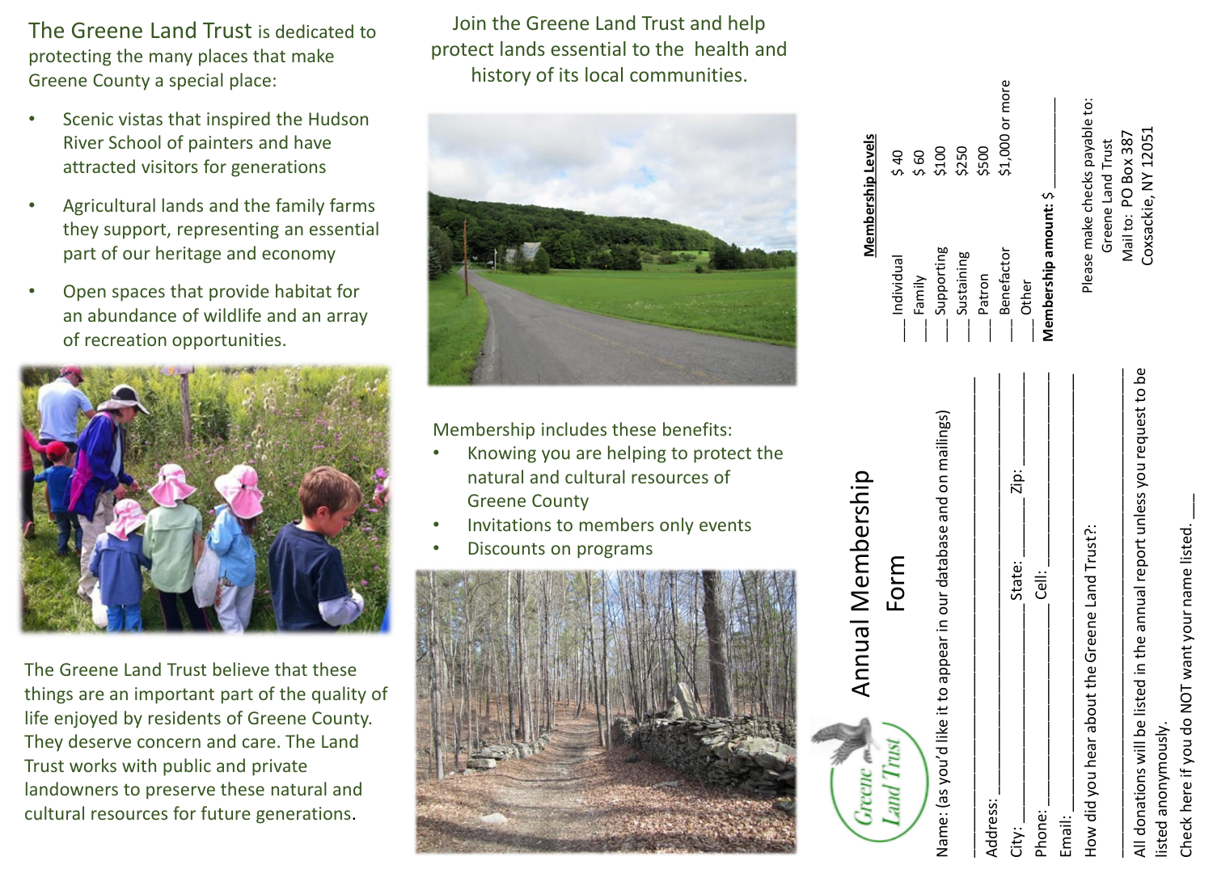**The Greene Land Trust** is dedicated to protecting the many places that make Greene County a special place:

- Scenic vistas that inspired the Hudson River School of painters and have attracted visitors for generations
- Agricultural lands and the family farms they support, representing an essential part of our heritage and economy
- Open spaces that provide habitat for an abundance of wildlife and an array of recreation opportunities.

The Greene Land Trust believe that these things are an important part of the quality of life enjoyed by residents of Greene County. They deserve concern and care. The Land Trust works with public and private landowners to preserve these natural and cultural resources for future generations.

Join the Greene Land Trust and help protect lands essential to the health and history of its local communities.

Membership includes these benefits:

- Knowing you are helping to protect the natural and cultural resources of Greene County
- Invitations to members only events
- Discounts on programs

# Annual Membership Form

Greene Land Trust

Name: (as you'd like it to appear in our database and on mailings) ______________________________

______________________________

Address: ______________________________

City: ______________ State: ______ Zip: ______

Phone: ______________ Cell: ______________

Email: ______________________________

How did you hear about the Greene Land Trust?: ______________________________

______________________________

All donations will be listed in the annual report unless you request to be listed anonymously.

Check here if you do NOT want your name listed. ___

**Membership Levels**

| | |
|---|---|
| ___ Individual | $ 40 |
| ___ Family | $ 60 |
| ___ Supporting | $100 |
| ___ Sustaining | $250 |
| ___ Patron | $500 |
| ___ Benefactor | $1,000 or more |
| ___ Other | |

**Membership amount:** $ ________

Please make checks payable to:
Greene Land Trust
Mail to: PO Box 387
Coxsackie, NY 12051